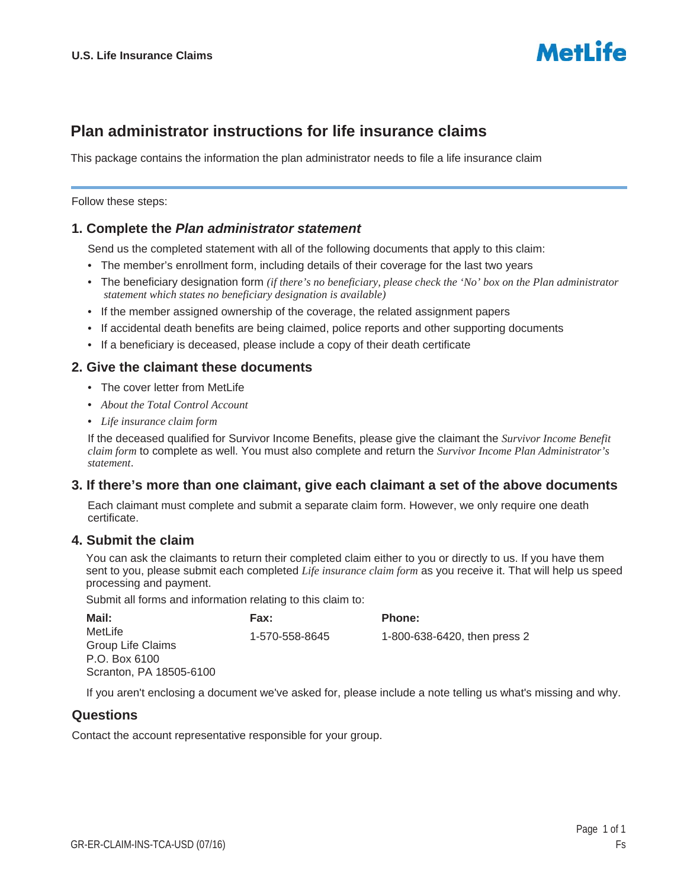U.S. Life Insurance Claims

MetLife

# Plan administrator instructions for life insurance claims

This package contains the information the plan administrator needs to file a life insurance claim

Follow these steps:

## 1. Complete the *Plan administrator statement*

Send us the completed statement with all of the following documents that apply to this claim:

- The member's enrollment form, including details of their coverage for the last two years
- The beneficiary designation form *(if there's no beneficiary, please check the 'No' box on the Plan administrator statement which states no beneficiary designation is available)*
- If the member assigned ownership of the coverage, the related assignment papers
- If accidental death benefits are being claimed, police reports and other supporting documents
- If a beneficiary is deceased, please include a copy of their death certificate

## 2. Give the claimant these documents

- The cover letter from MetLife
- *About the Total Control Account*
- *Life insurance claim form*

If the deceased qualified for Survivor Income Benefits, please give the claimant the *Survivor Income Benefit claim form* to complete as well. You must also complete and return the *Survivor Income Plan Administrator's statement*.

## 3. If there's more than one claimant, give each claimant a set of the above documents

Each claimant must complete and submit a separate claim form. However, we only require one death certificate.

## 4. Submit the claim

You can ask the claimants to return their completed claim either to you or directly to us. If you have them sent to you, please submit each completed *Life insurance claim form* as you receive it. That will help us speed processing and payment.

Submit all forms and information relating to this claim to:

| **Mail:** | **Fax:** | **Phone:** |
|---|---|---|
| MetLife<br>Group Life Claims<br>P.O. Box 6100<br>Scranton, PA 18505-6100 | 1-570-558-8645 | 1-800-638-6420, then press 2 |

If you aren't enclosing a document we've asked for, please include a note telling us what's missing and why.

## Questions

Contact the account representative responsible for your group.

GR-ER-CLAIM-INS-TCA-USD (07/16)

Fs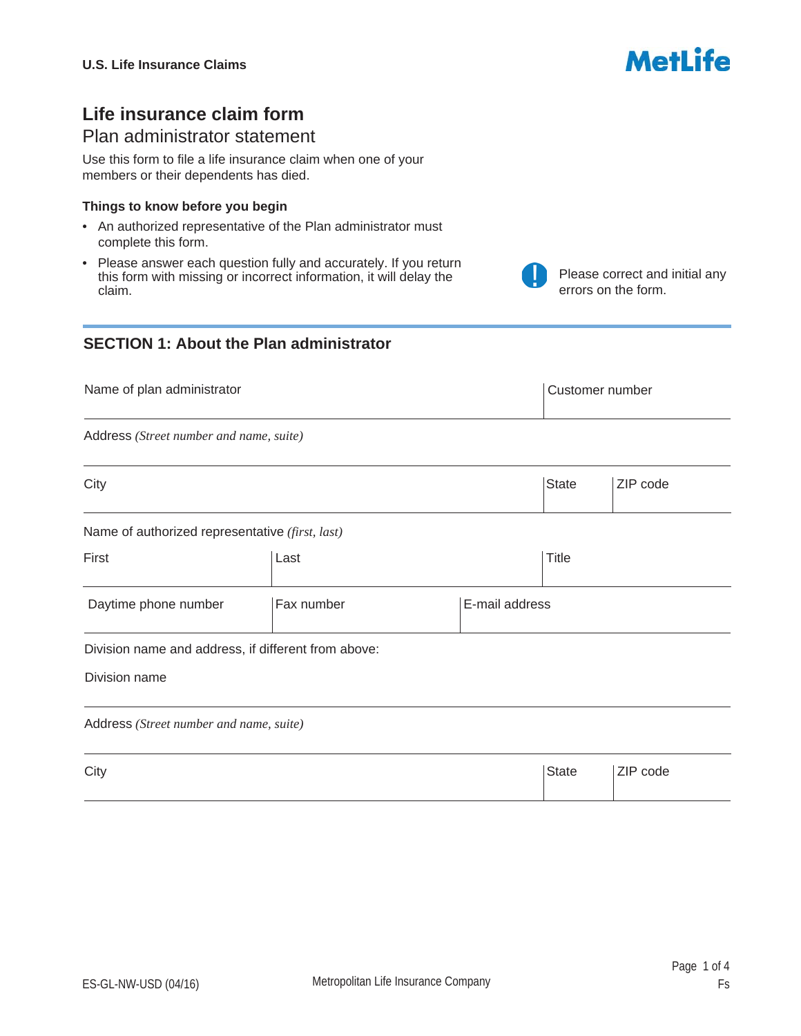U.S. Life Insurance Claims

MetLife

# Life insurance claim form

## Plan administrator statement

Use this form to file a life insurance claim when one of your members or their dependents has died.

### Things to know before you begin

- An authorized representative of the Plan administrator must complete this form.
- Please answer each question fully and accurately. If you return this form with missing or incorrect information, it will delay the claim.

Please correct and initial any errors on the form.

## SECTION 1: About the Plan administrator

| Name of plan administrator | Customer number |
|---|---|
| | |

Address *(Street number and name, suite)*

| City | State | ZIP code |
|---|---|---|
| | | |

Name of authorized representative *(first, last)*

| First | Last | Title |
|---|---|---|
| | | |

| Daytime phone number | Fax number | E-mail address |
|---|---|---|
| | | |

Division name and address, if different from above:

Division name

Address *(Street number and name, suite)*

| City | State | ZIP code |
|---|---|---|
| | | |

ES-GL-NW-USD (04/16)

Metropolitan Life Insurance Company

Fs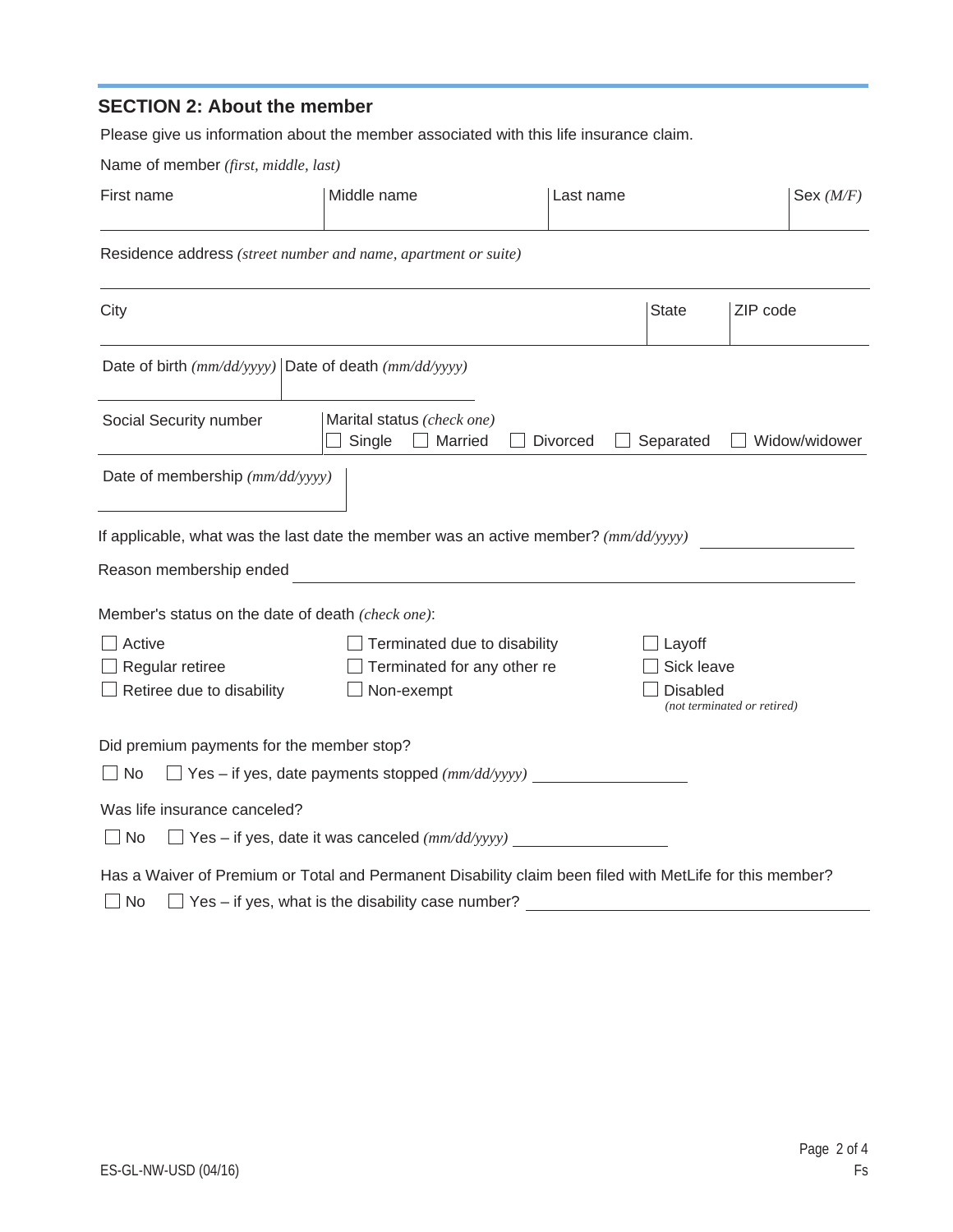## SECTION 2: About the member

Please give us information about the member associated with this life insurance claim.

Name of member *(first, middle, last)*

| First name | Middle name | Last name | Sex *(M/F)* |
|---|---|---|---|
| | | | |

Residence address *(street number and name, apartment or suite)*

| City | State | ZIP code |
|---|---|---|
| | | |

| Date of birth *(mm/dd/yyyy)* | Date of death *(mm/dd/yyyy)* |
|---|---|
| | |

Social Security number

Marital status *(check one)*
☐ Single ☐ Married ☐ Divorced ☐ Separated ☐ Widow/widower

Date of membership *(mm/dd/yyyy)*

If applicable, what was the last date the member was an active member? *(mm/dd/yyyy)* ____________

Reason membership ended ____________

Member's status on the date of death *(check one)*:

☐ Active
☐ Regular retiree
☐ Retiree due to disability
☐ Terminated due to disability
☐ Terminated for any other re
☐ Non-exempt
☐ Layoff
☐ Sick leave
☐ Disabled *(not terminated or retired)*

Did premium payments for the member stop?

☐ No ☐ Yes – if yes, date payments stopped *(mm/dd/yyyy)* ____________

Was life insurance canceled?

☐ No ☐ Yes – if yes, date it was canceled *(mm/dd/yyyy)* ____________

Has a Waiver of Premium or Total and Permanent Disability claim been filed with MetLife for this member?

☐ No ☐ Yes – if yes, what is the disability case number? ____________

ES-GL-NW-USD (04/16)

Fs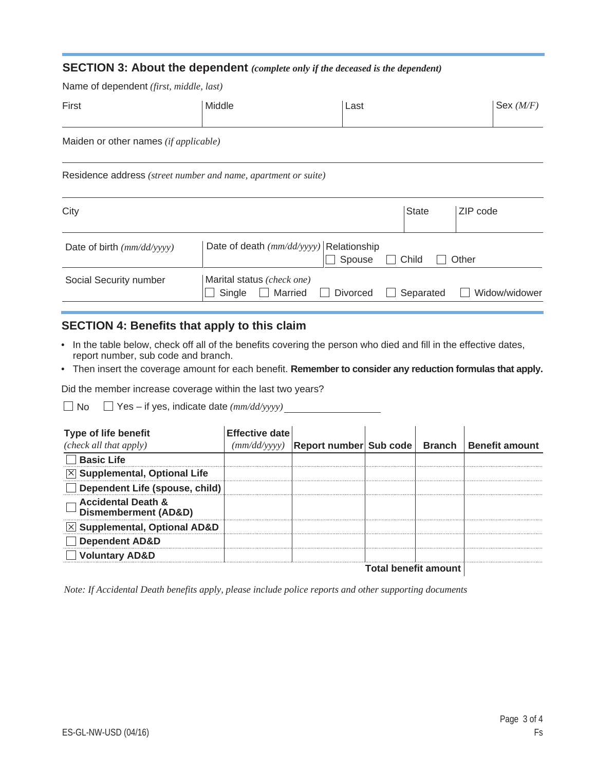## SECTION 3: About the dependent *(complete only if the deceased is the dependent)*

Name of dependent *(first, middle, last)*

| First | Middle | Last | Sex *(M/F)* |
|---|---|---|---|
| | | | |

Maiden or other names *(if applicable)*

Residence address *(street number and name, apartment or suite)*

| City | State | ZIP code |
|---|---|---|
| | | |

| Date of birth *(mm/dd/yyyy)* | Date of death *(mm/dd/yyyy)* | Relationship ☐ Spouse ☐ Child ☐ Other |
|---|---|---|
| Social Security number | Marital status *(check one)* ☐ Single ☐ Married ☐ Divorced ☐ Separated ☐ Widow/widower | |

## SECTION 4: Benefits that apply to this claim

- In the table below, check off all of the benefits covering the person who died and fill in the effective dates, report number, sub code and branch.
- Then insert the coverage amount for each benefit. **Remember to consider any reduction formulas that apply.**

Did the member increase coverage within the last two years?

☐ No ☐ Yes – if yes, indicate date *(mm/dd/yyyy)* ________________

| Type of life benefit *(check all that apply)* | Effective date *(mm/dd/yyyy)* | Report number | Sub code | Branch | Benefit amount |
|---|---|---|---|---|---|
| ☐ **Basic Life** | | | | | |
| ☒ **Supplemental, Optional Life** | | | | | |
| ☐ **Dependent Life (spouse, child)** | | | | | |
| ☐ **Accidental Death & Dismemberment (AD&D)** | | | | | |
| ☒ **Supplemental, Optional AD&D** | | | | | |
| ☐ **Dependent AD&D** | | | | | |
| ☐ **Voluntary AD&D** | | | | | |
| | | | **Total benefit amount** | | |

*Note: If Accidental Death benefits apply, please include police reports and other supporting documents*

ES-GL-NW-USD (04/16)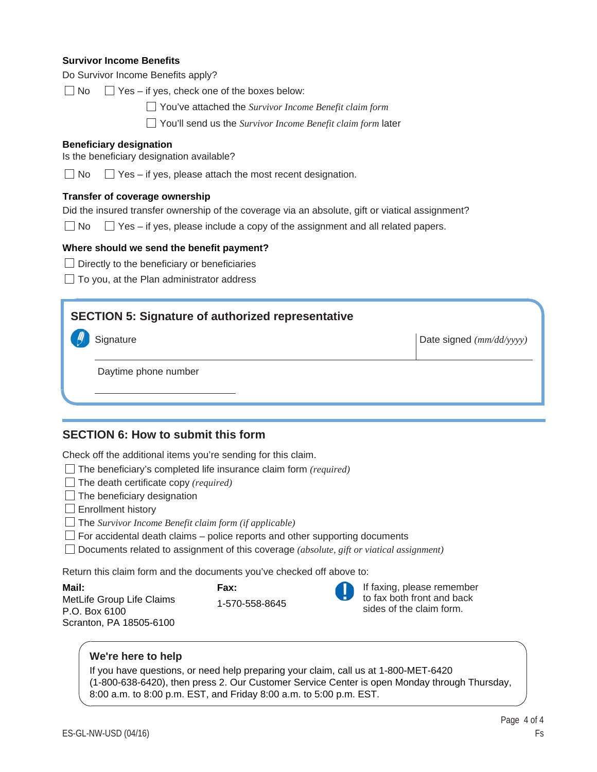### Survivor Income Benefits

Do Survivor Income Benefits apply?

☐ No ☐ Yes – if yes, check one of the boxes below:

- ☐ You've attached the *Survivor Income Benefit claim form*
- ☐ You'll send us the *Survivor Income Benefit claim form* later

### Beneficiary designation

Is the beneficiary designation available?

☐ No ☐ Yes – if yes, please attach the most recent designation.

### Transfer of coverage ownership

Did the insured transfer ownership of the coverage via an absolute, gift or viatical assignment?

☐ No ☐ Yes – if yes, please include a copy of the assignment and all related papers.

### Where should we send the benefit payment?

☐ Directly to the beneficiary or beneficiaries

☐ To you, at the Plan administrator address

## SECTION 5: Signature of authorized representative

| Signature | Date signed *(mm/dd/yyyy)* |
| --- | --- |
| | |

Daytime phone number

______________________

## SECTION 6: How to submit this form

Check off the additional items you're sending for this claim.

- ☐ The beneficiary's completed life insurance claim form *(required)*
- ☐ The death certificate copy *(required)*
- ☐ The beneficiary designation
- ☐ Enrollment history
- ☐ The *Survivor Income Benefit claim form (if applicable)*
- ☐ For accidental death claims – police reports and other supporting documents
- ☐ Documents related to assignment of this coverage *(absolute, gift or viatical assignment)*

Return this claim form and the documents you've checked off above to:

**Mail:**
MetLife Group Life Claims
P.O. Box 6100
Scranton, PA 18505-6100

**Fax:**
1-570-558-8645

If faxing, please remember to fax both front and back sides of the claim form.

### We're here to help

If you have questions, or need help preparing your claim, call us at 1-800-MET-6420 (1-800-638-6420), then press 2. Our Customer Service Center is open Monday through Thursday, 8:00 a.m. to 8:00 p.m. EST, and Friday 8:00 a.m. to 5:00 p.m. EST.

ES-GL-NW-USD (04/16)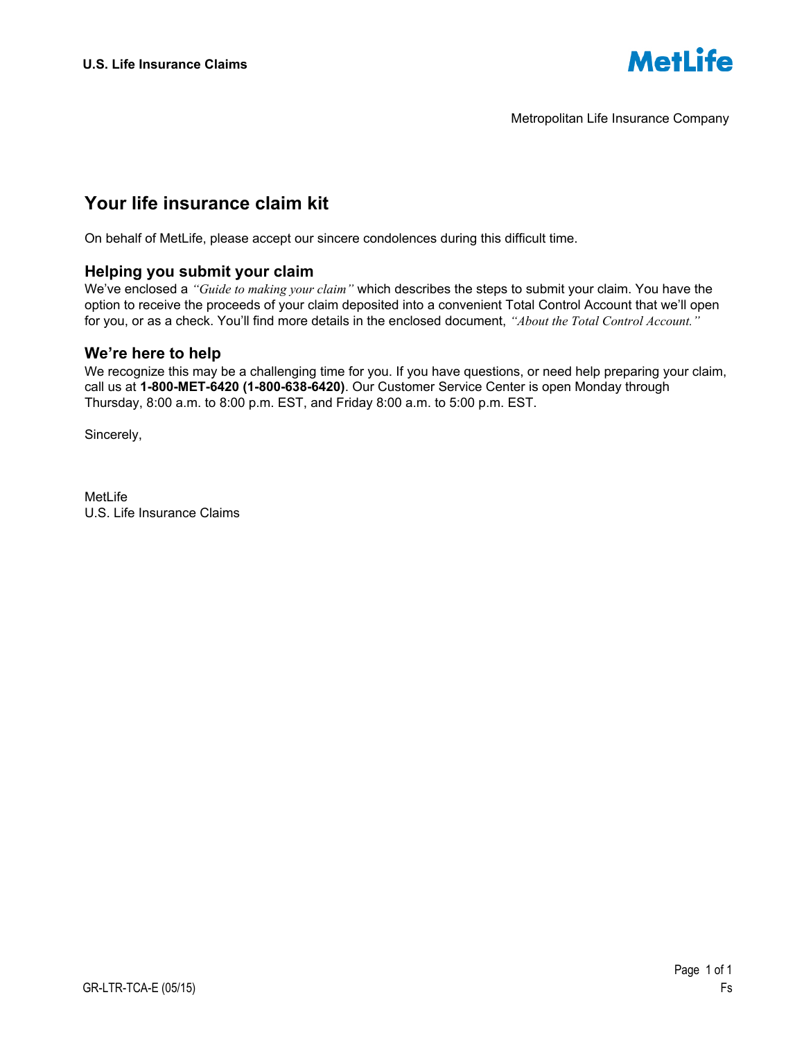**U.S. Life Insurance Claims**

MetLife

Metropolitan Life Insurance Company

## Your life insurance claim kit

On behalf of MetLife, please accept our sincere condolences during this difficult time.

### Helping you submit your claim

We've enclosed a *"Guide to making your claim"* which describes the steps to submit your claim. You have the option to receive the proceeds of your claim deposited into a convenient Total Control Account that we'll open for you, or as a check. You'll find more details in the enclosed document, *"About the Total Control Account."*

### We're here to help

We recognize this may be a challenging time for you. If you have questions, or need help preparing your claim, call us at **1-800-MET-6420 (1-800-638-6420)**. Our Customer Service Center is open Monday through Thursday, 8:00 a.m. to 8:00 p.m. EST, and Friday 8:00 a.m. to 5:00 p.m. EST.

Sincerely,

MetLife
U.S. Life Insurance Claims

GR-LTR-TCA-E (05/15)

Fs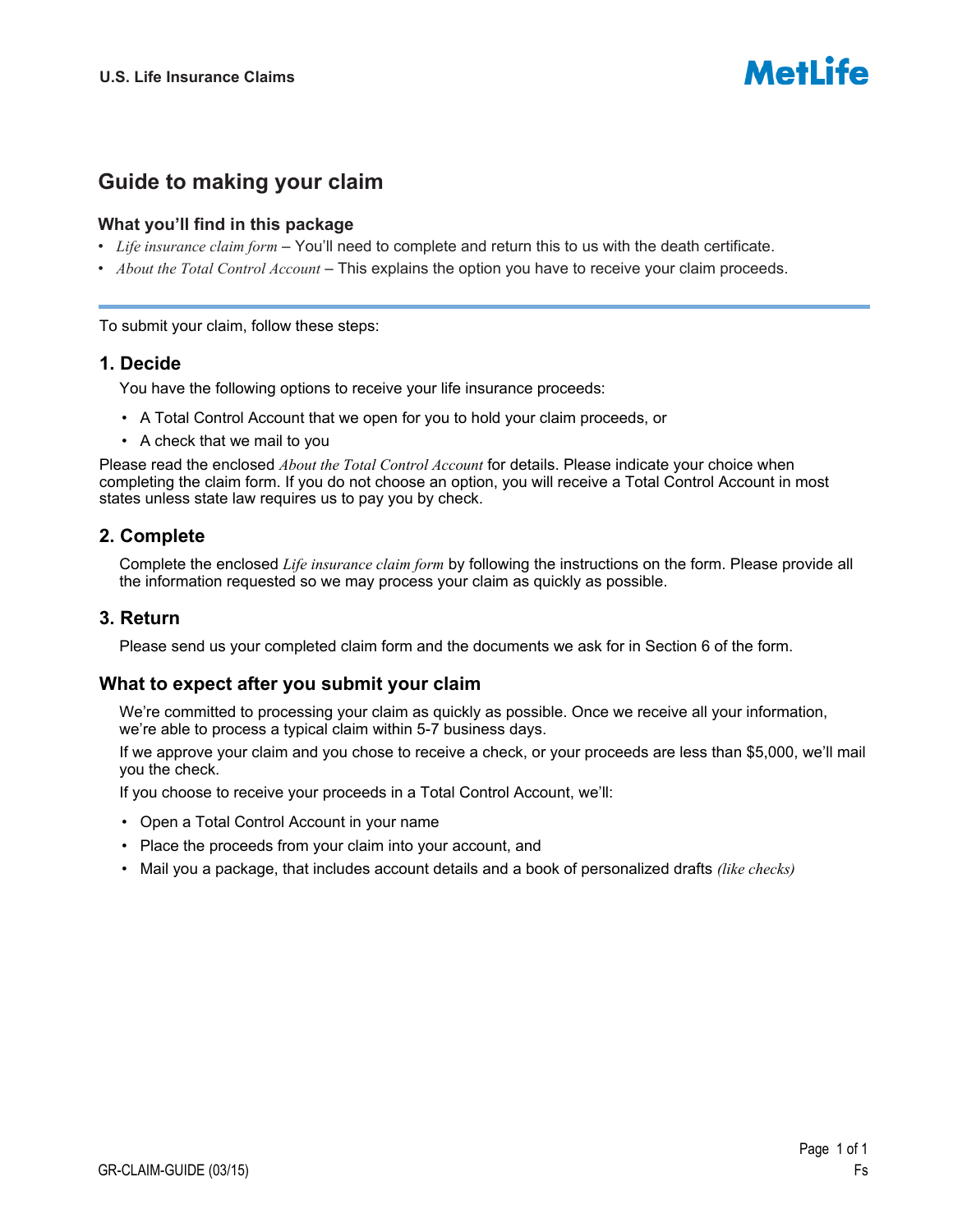# Guide to making your claim

### What you'll find in this package

- *Life insurance claim form* – You'll need to complete and return this to us with the death certificate.
- *About the Total Control Account* – This explains the option you have to receive your claim proceeds.

---

To submit your claim, follow these steps:

## 1. Decide

You have the following options to receive your life insurance proceeds:

- A Total Control Account that we open for you to hold your claim proceeds, or
- A check that we mail to you

Please read the enclosed *About the Total Control Account* for details. Please indicate your choice when completing the claim form. If you do not choose an option, you will receive a Total Control Account in most states unless state law requires us to pay you by check.

## 2. Complete

Complete the enclosed *Life insurance claim form* by following the instructions on the form. Please provide all the information requested so we may process your claim as quickly as possible.

## 3. Return

Please send us your completed claim form and the documents we ask for in Section 6 of the form.

## What to expect after you submit your claim

We're committed to processing your claim as quickly as possible. Once we receive all your information, we're able to process a typical claim within 5-7 business days.

If we approve your claim and you chose to receive a check, or your proceeds are less than $5,000, we'll mail you the check.

If you choose to receive your proceeds in a Total Control Account, we'll:

- Open a Total Control Account in your name
- Place the proceeds from your claim into your account, and
- Mail you a package, that includes account details and a book of personalized drafts *(like checks)*

GR-CLAIM-GUIDE (03/15)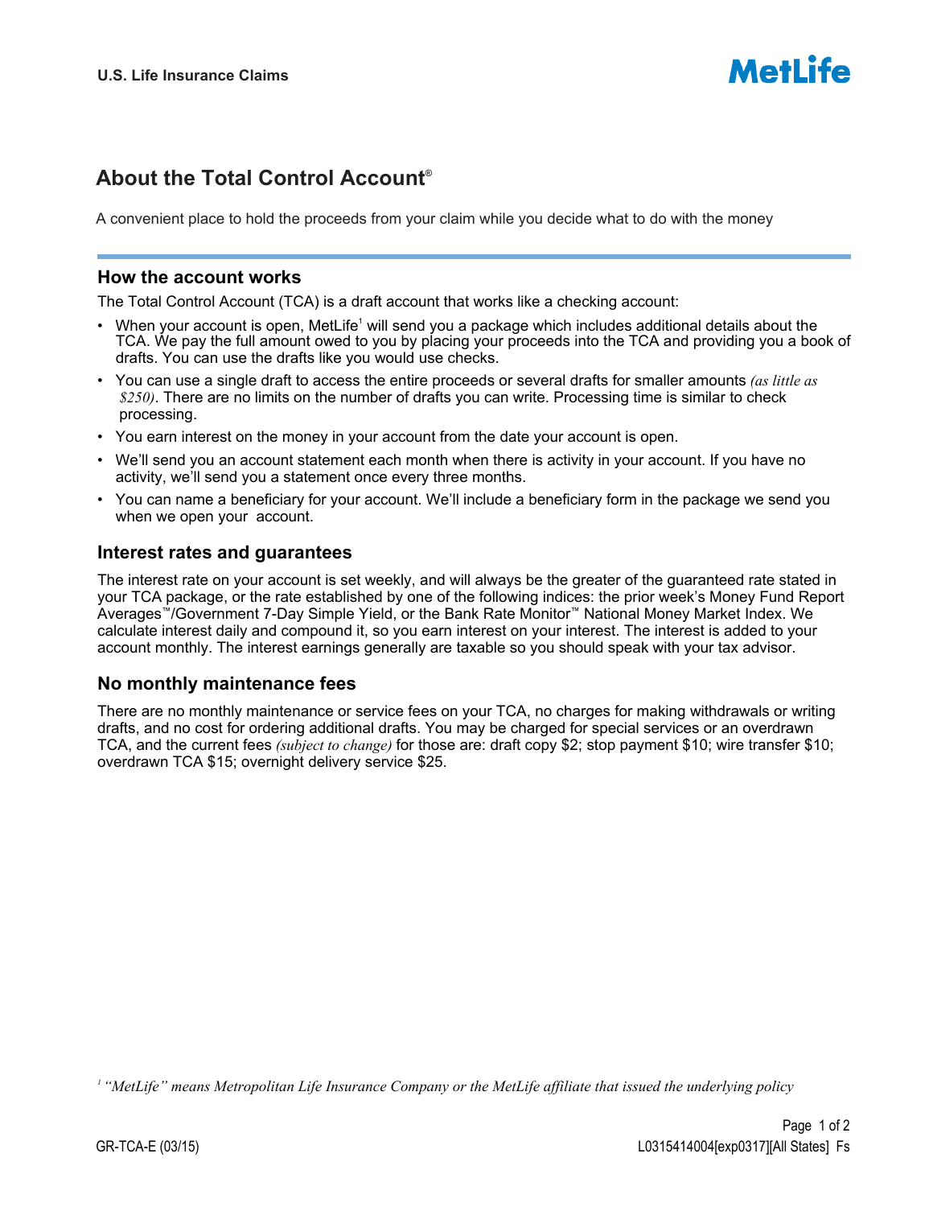U.S. Life Insurance Claims

MetLife

# About the Total Control Account®

A convenient place to hold the proceeds from your claim while you decide what to do with the money

## How the account works

The Total Control Account (TCA) is a draft account that works like a checking account:

- When your account is open, MetLife[1] will send you a package which includes additional details about the TCA. We pay the full amount owed to you by placing your proceeds into the TCA and providing you a book of drafts. You can use the drafts like you would use checks.
- You can use a single draft to access the entire proceeds or several drafts for smaller amounts *(as little as $250)*. There are no limits on the number of drafts you can write. Processing time is similar to check processing.
- You earn interest on the money in your account from the date your account is open.
- We'll send you an account statement each month when there is activity in your account. If you have no activity, we'll send you a statement once every three months.
- You can name a beneficiary for your account. We'll include a beneficiary form in the package we send you when we open your account.

## Interest rates and guarantees

The interest rate on your account is set weekly, and will always be the greater of the guaranteed rate stated in your TCA package, or the rate established by one of the following indices: the prior week's Money Fund Report Averages™/Government 7-Day Simple Yield, or the Bank Rate Monitor™ National Money Market Index. We calculate interest daily and compound it, so you earn interest on your interest. The interest is added to your account monthly. The interest earnings generally are taxable so you should speak with your tax advisor.

## No monthly maintenance fees

There are no monthly maintenance or service fees on your TCA, no charges for making withdrawals or writing drafts, and no cost for ordering additional drafts. You may be charged for special services or an overdrawn TCA, and the current fees *(subject to change)* for those are: draft copy $2; stop payment $10; wire transfer $10; overdrawn TCA $15; overnight delivery service $25.

*[1] "MetLife" means Metropolitan Life Insurance Company or the MetLife affiliate that issued the underlying policy*

GR-TCA-E (03/15) L0315414004[exp0317][All States] Fs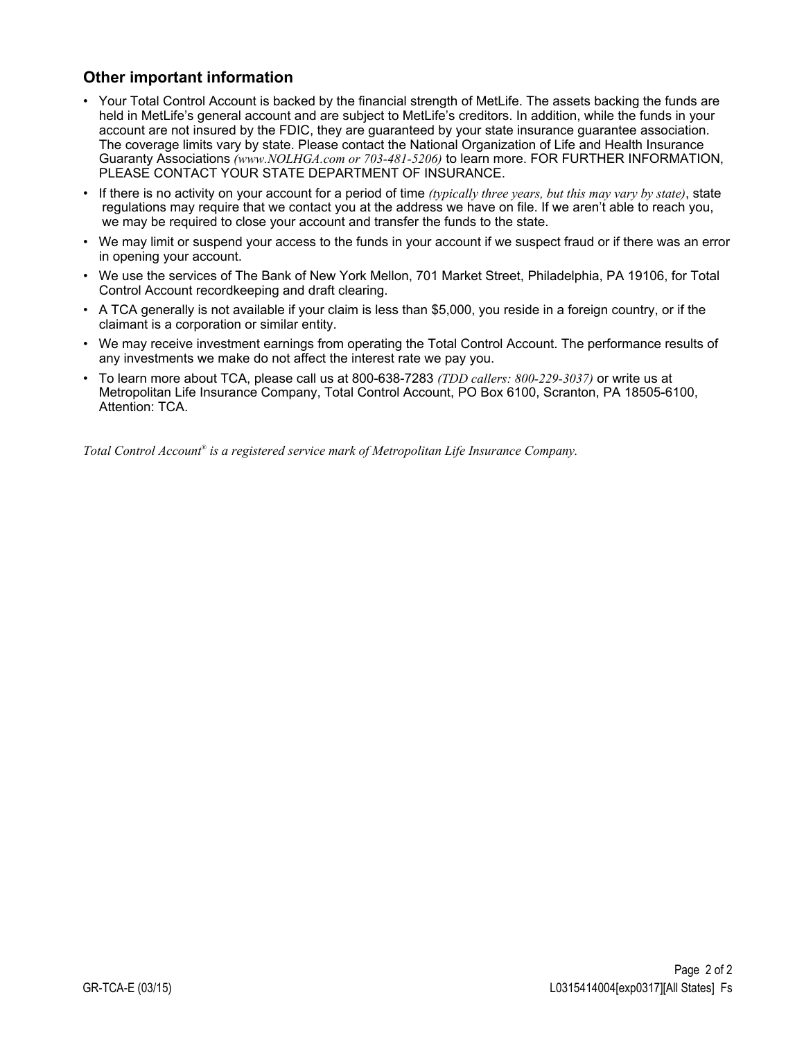## Other important information

- Your Total Control Account is backed by the financial strength of MetLife. The assets backing the funds are held in MetLife's general account and are subject to MetLife's creditors. In addition, while the funds in your account are not insured by the FDIC, they are guaranteed by your state insurance guarantee association. The coverage limits vary by state. Please contact the National Organization of Life and Health Insurance Guaranty Associations *(www.NOLHGA.com or 703-481-5206)* to learn more. FOR FURTHER INFORMATION, PLEASE CONTACT YOUR STATE DEPARTMENT OF INSURANCE.
- If there is no activity on your account for a period of time *(typically three years, but this may vary by state)*, state regulations may require that we contact you at the address we have on file. If we aren't able to reach you, we may be required to close your account and transfer the funds to the state.
- We may limit or suspend your access to the funds in your account if we suspect fraud or if there was an error in opening your account.
- We use the services of The Bank of New York Mellon, 701 Market Street, Philadelphia, PA 19106, for Total Control Account recordkeeping and draft clearing.
- A TCA generally is not available if your claim is less than $5,000, you reside in a foreign country, or if the claimant is a corporation or similar entity.
- We may receive investment earnings from operating the Total Control Account. The performance results of any investments we make do not affect the interest rate we pay you.
- To learn more about TCA, please call us at 800-638-7283 *(TDD callers: 800-229-3037)* or write us at Metropolitan Life Insurance Company, Total Control Account, PO Box 6100, Scranton, PA 18505-6100, Attention: TCA.

*Total Control Account® is a registered service mark of Metropolitan Life Insurance Company.*

GR-TCA-E (03/15)

L0315414004[exp0317][All States] Fs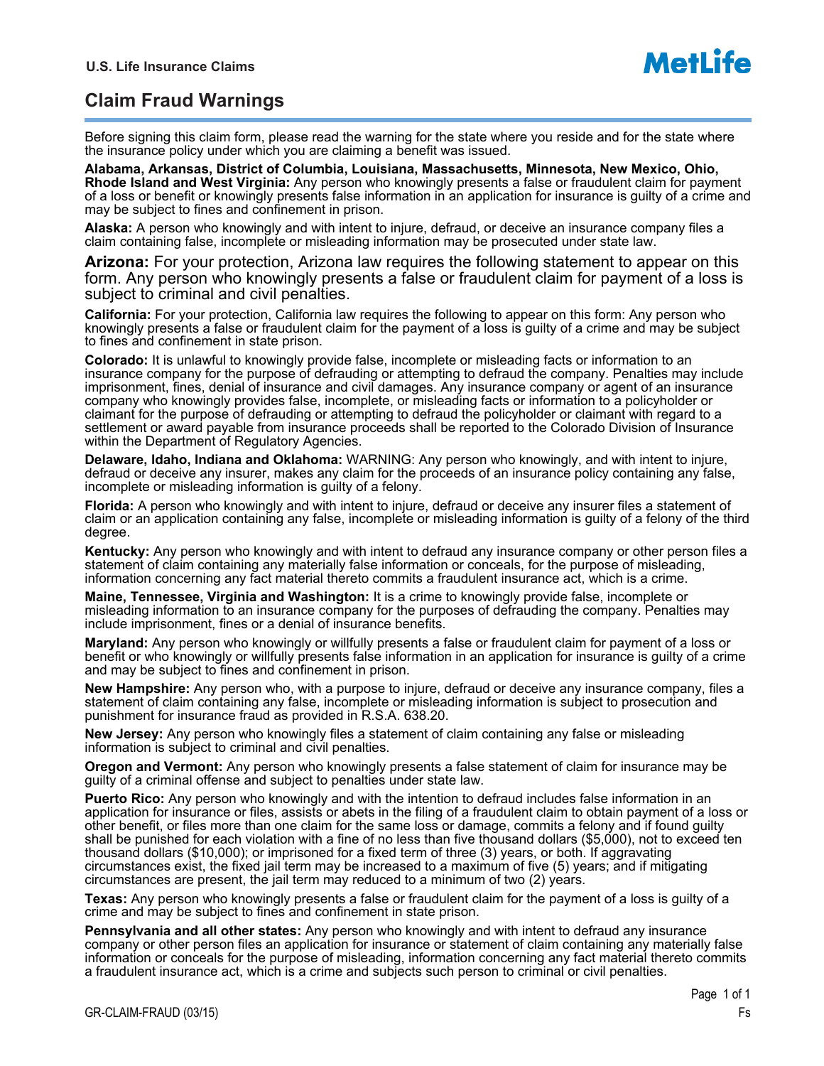U.S. Life Insurance Claims

MetLife

# Claim Fraud Warnings

Before signing this claim form, please read the warning for the state where you reside and for the state where the insurance policy under which you are claiming a benefit was issued.

**Alabama, Arkansas, District of Columbia, Louisiana, Massachusetts, Minnesota, New Mexico, Ohio, Rhode Island and West Virginia:** Any person who knowingly presents a false or fraudulent claim for payment of a loss or benefit or knowingly presents false information in an application for insurance is guilty of a crime and may be subject to fines and confinement in prison.

**Alaska:** A person who knowingly and with intent to injure, defraud, or deceive an insurance company files a claim containing false, incomplete or misleading information may be prosecuted under state law.

**Arizona:** For your protection, Arizona law requires the following statement to appear on this form. Any person who knowingly presents a false or fraudulent claim for payment of a loss is subject to criminal and civil penalties.

**California:** For your protection, California law requires the following to appear on this form: Any person who knowingly presents a false or fraudulent claim for the payment of a loss is guilty of a crime and may be subject to fines and confinement in state prison.

**Colorado:** It is unlawful to knowingly provide false, incomplete or misleading facts or information to an insurance company for the purpose of defrauding or attempting to defraud the company. Penalties may include imprisonment, fines, denial of insurance and civil damages. Any insurance company or agent of an insurance company who knowingly provides false, incomplete, or misleading facts or information to a policyholder or claimant for the purpose of defrauding or attempting to defraud the policyholder or claimant with regard to a settlement or award payable from insurance proceeds shall be reported to the Colorado Division of Insurance within the Department of Regulatory Agencies.

**Delaware, Idaho, Indiana and Oklahoma:** WARNING: Any person who knowingly, and with intent to injure, defraud or deceive any insurer, makes any claim for the proceeds of an insurance policy containing any false, incomplete or misleading information is guilty of a felony.

**Florida:** A person who knowingly and with intent to injure, defraud or deceive any insurer files a statement of claim or an application containing any false, incomplete or misleading information is guilty of a felony of the third degree.

**Kentucky:** Any person who knowingly and with intent to defraud any insurance company or other person files a statement of claim containing any materially false information or conceals, for the purpose of misleading, information concerning any fact material thereto commits a fraudulent insurance act, which is a crime.

**Maine, Tennessee, Virginia and Washington:** It is a crime to knowingly provide false, incomplete or misleading information to an insurance company for the purposes of defrauding the company. Penalties may include imprisonment, fines or a denial of insurance benefits.

**Maryland:** Any person who knowingly or willfully presents a false or fraudulent claim for payment of a loss or benefit or who knowingly or willfully presents false information in an application for insurance is guilty of a crime and may be subject to fines and confinement in prison.

**New Hampshire:** Any person who, with a purpose to injure, defraud or deceive any insurance company, files a statement of claim containing any false, incomplete or misleading information is subject to prosecution and punishment for insurance fraud as provided in R.S.A. 638.20.

**New Jersey:** Any person who knowingly files a statement of claim containing any false or misleading information is subject to criminal and civil penalties.

**Oregon and Vermont:** Any person who knowingly presents a false statement of claim for insurance may be guilty of a criminal offense and subject to penalties under state law.

**Puerto Rico:** Any person who knowingly and with the intention to defraud includes false information in an application for insurance or files, assists or abets in the filing of a fraudulent claim to obtain payment of a loss or other benefit, or files more than one claim for the same loss or damage, commits a felony and if found guilty shall be punished for each violation with a fine of no less than five thousand dollars ($5,000), not to exceed ten thousand dollars ($10,000); or imprisoned for a fixed term of three (3) years, or both. If aggravating circumstances exist, the fixed jail term may be increased to a maximum of five (5) years; and if mitigating circumstances are present, the jail term may reduced to a minimum of two (2) years.

**Texas:** Any person who knowingly presents a false or fraudulent claim for the payment of a loss is guilty of a crime and may be subject to fines and confinement in state prison.

**Pennsylvania and all other states:** Any person who knowingly and with intent to defraud any insurance company or other person files an application for insurance or statement of claim containing any materially false information or conceals for the purpose of misleading, information concerning any fact material thereto commits a fraudulent insurance act, which is a crime and subjects such person to criminal or civil penalties.

GR-CLAIM-FRAUD (03/15) Fs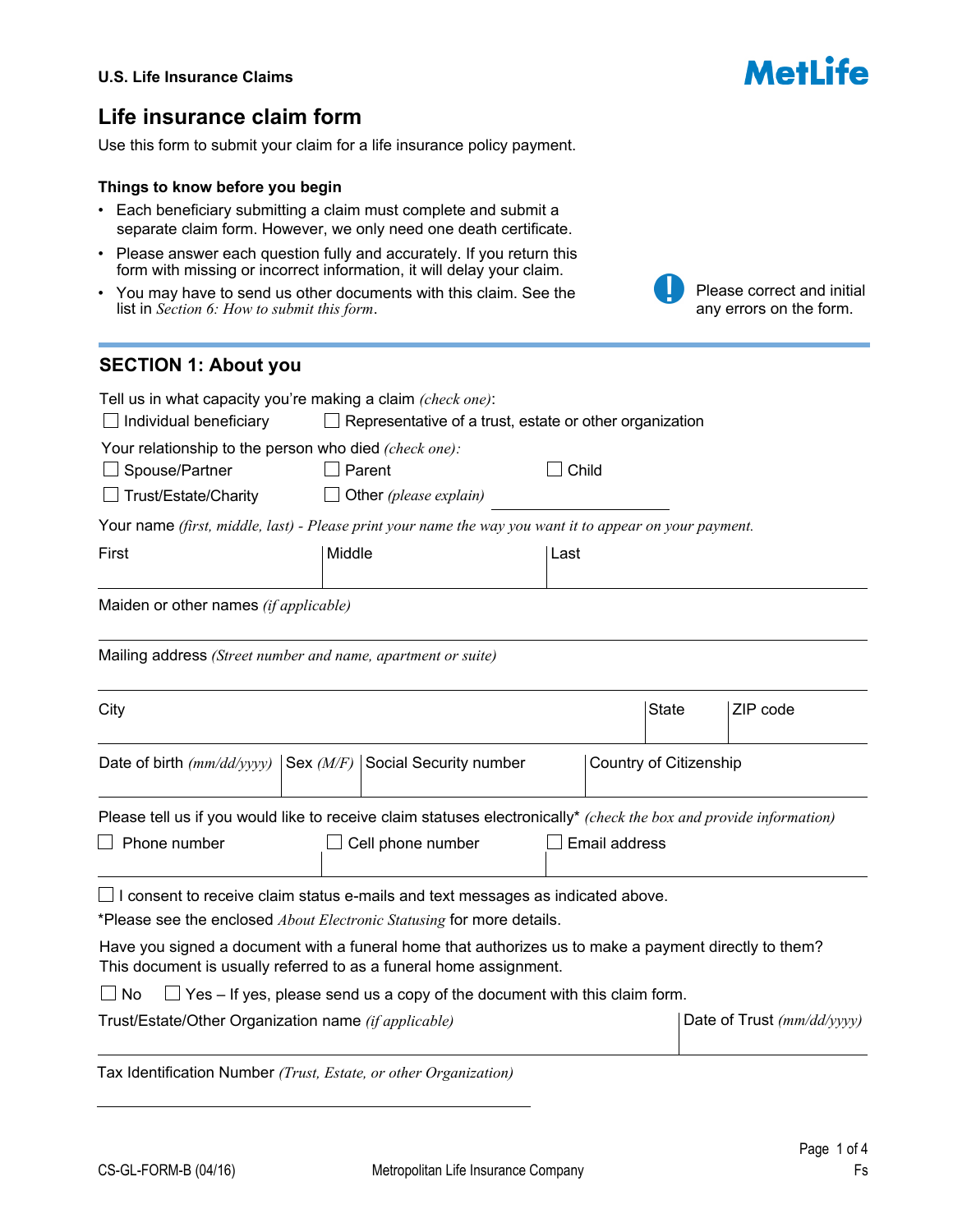U.S. Life Insurance Claims

MetLife

# Life insurance claim form

Use this form to submit your claim for a life insurance policy payment.

### Things to know before you begin

- Each beneficiary submitting a claim must complete and submit a separate claim form. However, we only need one death certificate.
- Please answer each question fully and accurately. If you return this form with missing or incorrect information, it will delay your claim.
- You may have to send us other documents with this claim. See the list in *Section 6: How to submit this form*.

**!** Please correct and initial any errors on the form.

## SECTION 1: About you

Tell us in what capacity you're making a claim *(check one)*:

☐ Individual beneficiary ☐ Representative of a trust, estate or other organization

Your relationship to the person who died *(check one):*

☐ Spouse/Partner ☐ Parent ☐ Child

☐ Trust/Estate/Charity ☐ Other *(please explain)* ______________________

Your name *(first, middle, last) - Please print your name the way you want it to appear on your payment.*

| First | Middle | Last |
|---|---|---|
| | | |

Maiden or other names *(if applicable)*

______________________________________________

Mailing address *(Street number and name, apartment or suite)*

______________________________________________

| City | State | ZIP code |
|---|---|---|
| | | |

| Date of birth *(mm/dd/yyyy)* | Sex *(M/F)* | Social Security number | Country of Citizenship |
|---|---|---|---|
| | | | |

Please tell us if you would like to receive claim statuses electronically\* *(check the box and provide information)*

| ☐ Phone number | ☐ Cell phone number | ☐ Email address |
|---|---|---|
| | | |

☐ I consent to receive claim status e-mails and text messages as indicated above.

\*Please see the enclosed *About Electronic Statusing* for more details.

Have you signed a document with a funeral home that authorizes us to make a payment directly to them? This document is usually referred to as a funeral home assignment.

☐ No ☐ Yes – If yes, please send us a copy of the document with this claim form.

| Trust/Estate/Other Organization name *(if applicable)* | Date of Trust *(mm/dd/yyyy)* |
|---|---|
| | |

Tax Identification Number *(Trust, Estate, or other Organization)*

______________________________________________

CS-GL-FORM-B (04/16) Metropolitan Life Insurance Company Fs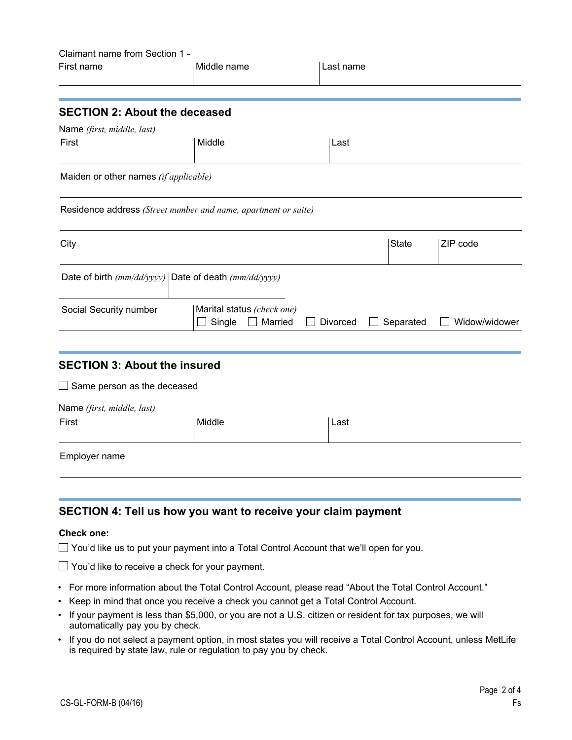Claimant name from Section 1 -

| First name | Middle name | Last name |
|---|---|---|
| | | |

## SECTION 2: About the deceased

Name *(first, middle, last)*

| First | Middle | Last |
|---|---|---|
| | | |

Maiden or other names *(if applicable)*

Residence address *(Street number and name, apartment or suite)*

| City | State | ZIP code |
|---|---|---|
| | | |

| Date of birth *(mm/dd/yyyy)* | Date of death *(mm/dd/yyyy)* |
|---|---|
| | |

Social Security number

Marital status *(check one)*
☐ Single ☐ Married ☐ Divorced ☐ Separated ☐ Widow/widower

## SECTION 3: About the insured

☐ Same person as the deceased

Name *(first, middle, last)*

| First | Middle | Last |
|---|---|---|
| | | |

Employer name

## SECTION 4: Tell us how you want to receive your claim payment

**Check one:**

☐ You'd like us to put your payment into a Total Control Account that we'll open for you.

☐ You'd like to receive a check for your payment.

- For more information about the Total Control Account, please read "About the Total Control Account."
- Keep in mind that once you receive a check you cannot get a Total Control Account.
- If your payment is less than $5,000, or you are not a U.S. citizen or resident for tax purposes, we will automatically pay you by check.
- If you do not select a payment option, in most states you will receive a Total Control Account, unless MetLife is required by state law, rule or regulation to pay you by check.

CS-GL-FORM-B (04/16)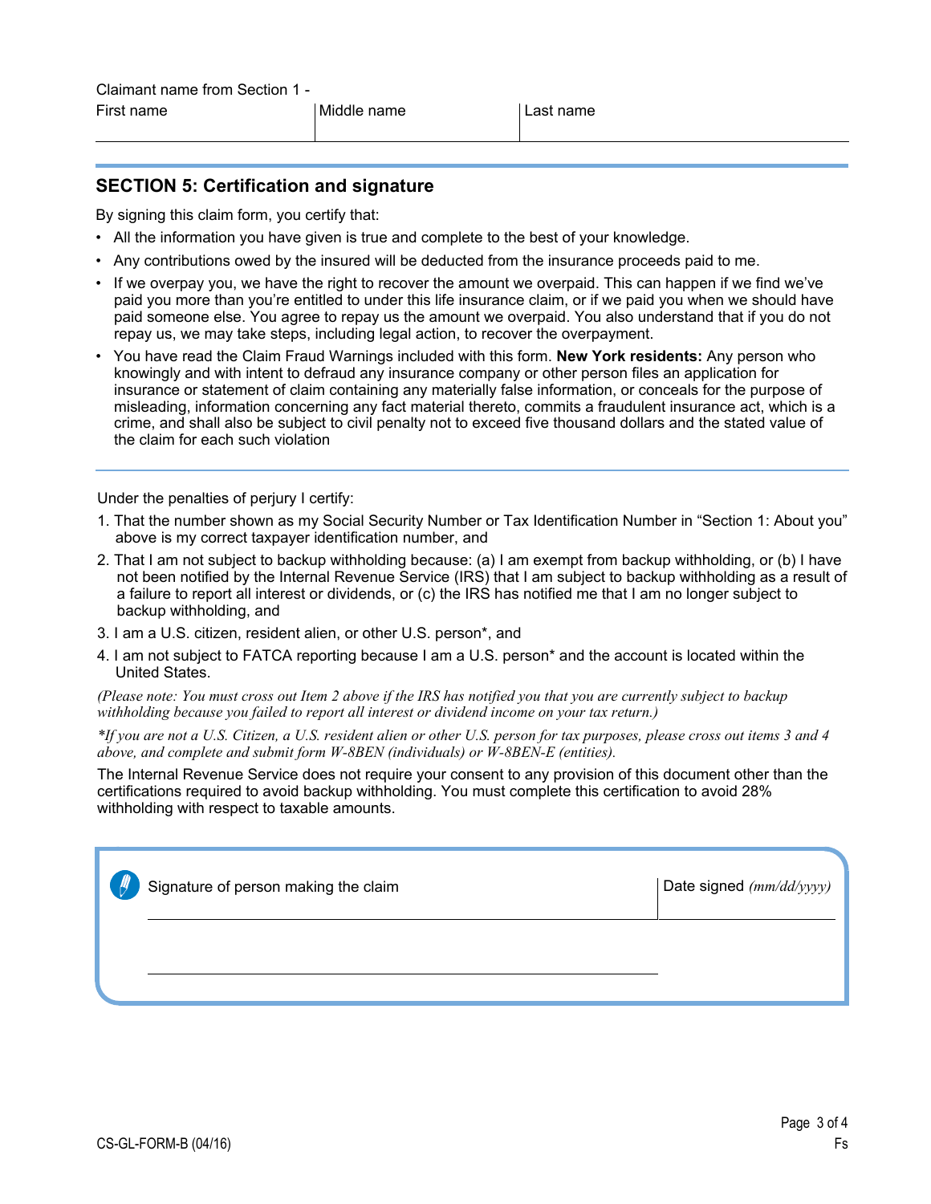Claimant name from Section 1 -

| First name | Middle name | Last name |
| --- | --- | --- |
| | | |

## SECTION 5: Certification and signature

By signing this claim form, you certify that:

- All the information you have given is true and complete to the best of your knowledge.
- Any contributions owed by the insured will be deducted from the insurance proceeds paid to me.
- If we overpay you, we have the right to recover the amount we overpaid. This can happen if we find we've paid you more than you're entitled to under this life insurance claim, or if we paid you when we should have paid someone else. You agree to repay us the amount we overpaid. You also understand that if you do not repay us, we may take steps, including legal action, to recover the overpayment.
- You have read the Claim Fraud Warnings included with this form. **New York residents:** Any person who knowingly and with intent to defraud any insurance company or other person files an application for insurance or statement of claim containing any materially false information, or conceals for the purpose of misleading, information concerning any fact material thereto, commits a fraudulent insurance act, which is a crime, and shall also be subject to civil penalty not to exceed five thousand dollars and the stated value of the claim for each such violation

Under the penalties of perjury I certify:

1. That the number shown as my Social Security Number or Tax Identification Number in "Section 1: About you" above is my correct taxpayer identification number, and
2. That I am not subject to backup withholding because: (a) I am exempt from backup withholding, or (b) I have not been notified by the Internal Revenue Service (IRS) that I am subject to backup withholding as a result of a failure to report all interest or dividends, or (c) the IRS has notified me that I am no longer subject to backup withholding, and
3. I am a U.S. citizen, resident alien, or other U.S. person*, and
4. I am not subject to FATCA reporting because I am a U.S. person* and the account is located within the United States.

*(Please note: You must cross out Item 2 above if the IRS has notified you that you are currently subject to backup withholding because you failed to report all interest or dividend income on your tax return.)*

**If you are not a U.S. Citizen, a U.S. resident alien or other U.S. person for tax purposes, please cross out items 3 and 4 above, and complete and submit form W-8BEN (individuals) or W-8BEN-E (entities).*

The Internal Revenue Service does not require your consent to any provision of this document other than the certifications required to avoid backup withholding. You must complete this certification to avoid 28% withholding with respect to taxable amounts.

| Signature of person making the claim | Date signed *(mm/dd/yyyy)* |
| --- | --- |
| | |

CS-GL-FORM-B (04/16)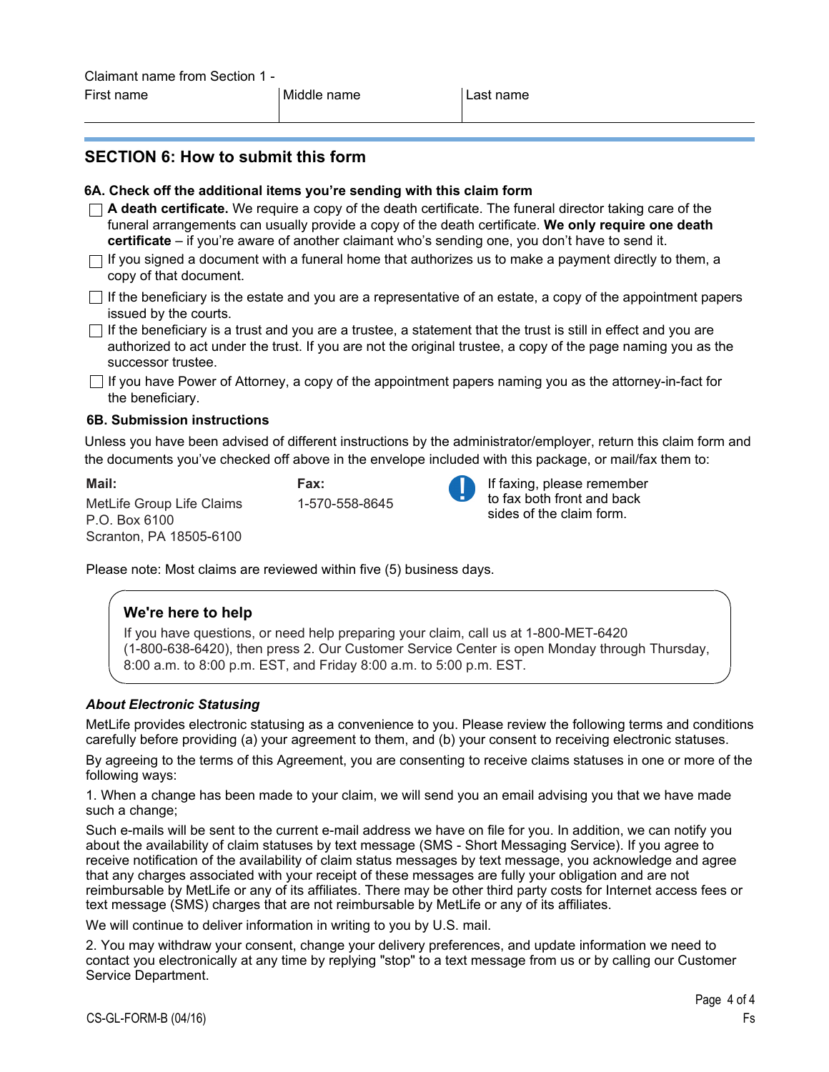| Claimant name from Section 1 - First name | Middle name | Last name |
| --- | --- | --- |
| | | |

## SECTION 6: How to submit this form

**6A. Check off the additional items you're sending with this claim form**

- ☐ **A death certificate.** We require a copy of the death certificate. The funeral director taking care of the funeral arrangements can usually provide a copy of the death certificate. **We only require one death certificate** – if you're aware of another claimant who's sending one, you don't have to send it.
- ☐ If you signed a document with a funeral home that authorizes us to make a payment directly to them, a copy of that document.
- ☐ If the beneficiary is the estate and you are a representative of an estate, a copy of the appointment papers issued by the courts.
- ☐ If the beneficiary is a trust and you are a trustee, a statement that the trust is still in effect and you are authorized to act under the trust. If you are not the original trustee, a copy of the page naming you as the successor trustee.
- ☐ If you have Power of Attorney, a copy of the appointment papers naming you as the attorney-in-fact for the beneficiary.

**6B. Submission instructions**

Unless you have been advised of different instructions by the administrator/employer, return this claim form and the documents you've checked off above in the envelope included with this package, or mail/fax them to:

**Mail:**
MetLife Group Life Claims
P.O. Box 6100
Scranton, PA 18505-6100

**Fax:**
1-570-558-8645

If faxing, please remember to fax both front and back sides of the claim form.

Please note: Most claims are reviewed within five (5) business days.

**We're here to help**

If you have questions, or need help preparing your claim, call us at 1-800-MET-6420 (1-800-638-6420), then press 2. Our Customer Service Center is open Monday through Thursday, 8:00 a.m. to 8:00 p.m. EST, and Friday 8:00 a.m. to 5:00 p.m. EST.

***About Electronic Statusing***

MetLife provides electronic statusing as a convenience to you. Please review the following terms and conditions carefully before providing (a) your agreement to them, and (b) your consent to receiving electronic statuses.

By agreeing to the terms of this Agreement, you are consenting to receive claims statuses in one or more of the following ways:

1. When a change has been made to your claim, we will send you an email advising you that we have made such a change;

Such e-mails will be sent to the current e-mail address we have on file for you. In addition, we can notify you about the availability of claim statuses by text message (SMS - Short Messaging Service). If you agree to receive notification of the availability of claim status messages by text message, you acknowledge and agree that any charges associated with your receipt of these messages are fully your obligation and are not reimbursable by MetLife or any of its affiliates. There may be other third party costs for Internet access fees or text message (SMS) charges that are not reimbursable by MetLife or any of its affiliates.

We will continue to deliver information in writing to you by U.S. mail.

2. You may withdraw your consent, change your delivery preferences, and update information we need to contact you electronically at any time by replying "stop" to a text message from us or by calling our Customer Service Department.

CS-GL-FORM-B (04/16)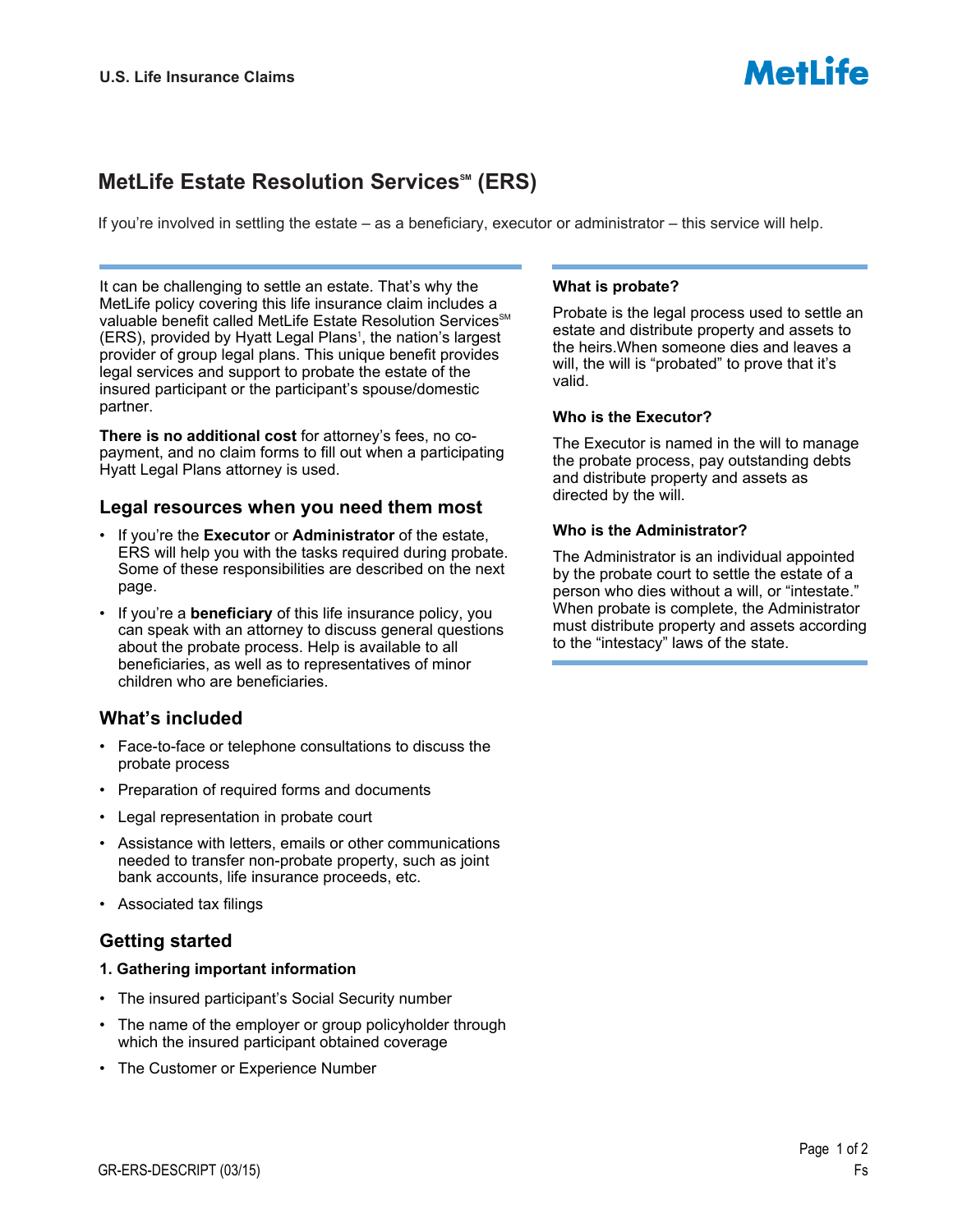U.S. Life Insurance Claims

MetLife

# MetLife Estate Resolution Services℠ (ERS)

If you're involved in settling the estate – as a beneficiary, executor or administrator – this service will help.

It can be challenging to settle an estate. That's why the MetLife policy covering this life insurance claim includes a valuable benefit called MetLife Estate Resolution Services℠ (ERS), provided by Hyatt Legal Plans[1], the nation's largest provider of group legal plans. This unique benefit provides legal services and support to probate the estate of the insured participant or the participant's spouse/domestic partner.

**There is no additional cost** for attorney's fees, no co-payment, and no claim forms to fill out when a participating Hyatt Legal Plans attorney is used.

## Legal resources when you need them most

- If you're the **Executor** or **Administrator** of the estate, ERS will help you with the tasks required during probate. Some of these responsibilities are described on the next page.
- If you're a **beneficiary** of this life insurance policy, you can speak with an attorney to discuss general questions about the probate process. Help is available to all beneficiaries, as well as to representatives of minor children who are beneficiaries.

## What's included

- Face-to-face or telephone consultations to discuss the probate process
- Preparation of required forms and documents
- Legal representation in probate court
- Assistance with letters, emails or other communications needed to transfer non-probate property, such as joint bank accounts, life insurance proceeds, etc.
- Associated tax filings

## Getting started

**1. Gathering important information**

- The insured participant's Social Security number
- The name of the employer or group policyholder through which the insured participant obtained coverage
- The Customer or Experience Number

**What is probate?**

Probate is the legal process used to settle an estate and distribute property and assets to the heirs.When someone dies and leaves a will, the will is "probated" to prove that it's valid.

**Who is the Executor?**

The Executor is named in the will to manage the probate process, pay outstanding debts and distribute property and assets as directed by the will.

**Who is the Administrator?**

The Administrator is an individual appointed by the probate court to settle the estate of a person who dies without a will, or "intestate." When probate is complete, the Administrator must distribute property and assets according to the "intestacy" laws of the state.

GR-ERS-DESCRIPT (03/15)

Fs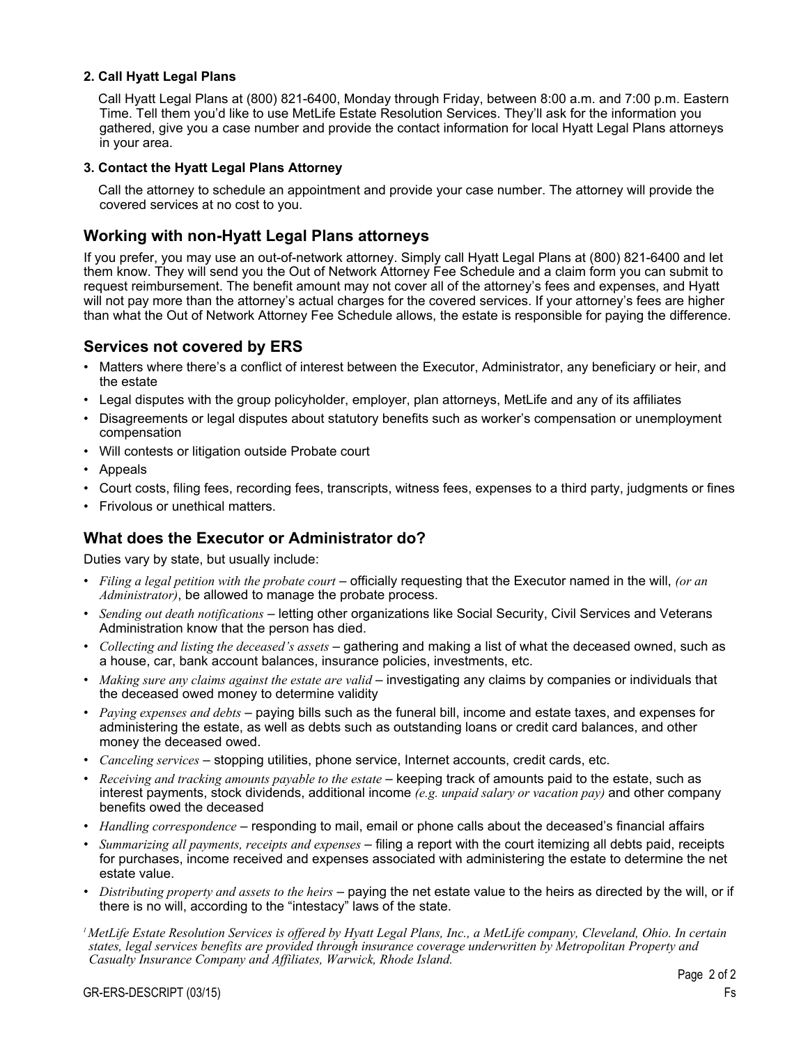**2. Call Hyatt Legal Plans**

Call Hyatt Legal Plans at (800) 821-6400, Monday through Friday, between 8:00 a.m. and 7:00 p.m. Eastern Time. Tell them you'd like to use MetLife Estate Resolution Services. They'll ask for the information you gathered, give you a case number and provide the contact information for local Hyatt Legal Plans attorneys in your area.

**3. Contact the Hyatt Legal Plans Attorney**

Call the attorney to schedule an appointment and provide your case number. The attorney will provide the covered services at no cost to you.

## Working with non-Hyatt Legal Plans attorneys

If you prefer, you may use an out-of-network attorney. Simply call Hyatt Legal Plans at (800) 821-6400 and let them know. They will send you the Out of Network Attorney Fee Schedule and a claim form you can submit to request reimbursement. The benefit amount may not cover all of the attorney's fees and expenses, and Hyatt will not pay more than the attorney's actual charges for the covered services. If your attorney's fees are higher than what the Out of Network Attorney Fee Schedule allows, the estate is responsible for paying the difference.

## Services not covered by ERS

- Matters where there's a conflict of interest between the Executor, Administrator, any beneficiary or heir, and the estate
- Legal disputes with the group policyholder, employer, plan attorneys, MetLife and any of its affiliates
- Disagreements or legal disputes about statutory benefits such as worker's compensation or unemployment compensation
- Will contests or litigation outside Probate court
- Appeals
- Court costs, filing fees, recording fees, transcripts, witness fees, expenses to a third party, judgments or fines
- Frivolous or unethical matters.

## What does the Executor or Administrator do?

Duties vary by state, but usually include:

- *Filing a legal petition with the probate court* – officially requesting that the Executor named in the will, *(or an Administrator)*, be allowed to manage the probate process.
- *Sending out death notifications* – letting other organizations like Social Security, Civil Services and Veterans Administration know that the person has died.
- *Collecting and listing the deceased's assets* – gathering and making a list of what the deceased owned, such as a house, car, bank account balances, insurance policies, investments, etc.
- *Making sure any claims against the estate are valid* – investigating any claims by companies or individuals that the deceased owed money to determine validity
- *Paying expenses and debts* – paying bills such as the funeral bill, income and estate taxes, and expenses for administering the estate, as well as debts such as outstanding loans or credit card balances, and other money the deceased owed.
- *Canceling services* – stopping utilities, phone service, Internet accounts, credit cards, etc.
- *Receiving and tracking amounts payable to the estate* – keeping track of amounts paid to the estate, such as interest payments, stock dividends, additional income *(e.g. unpaid salary or vacation pay)* and other company benefits owed the deceased
- *Handling correspondence* – responding to mail, email or phone calls about the deceased's financial affairs
- *Summarizing all payments, receipts and expenses* – filing a report with the court itemizing all debts paid, receipts for purchases, income received and expenses associated with administering the estate to determine the net estate value.
- *Distributing property and assets to the heirs* – paying the net estate value to the heirs as directed by the will, or if there is no will, according to the "intestacy" laws of the state.

*[1] MetLife Estate Resolution Services is offered by Hyatt Legal Plans, Inc., a MetLife company, Cleveland, Ohio. In certain states, legal services benefits are provided through insurance coverage underwritten by Metropolitan Property and Casualty Insurance Company and Affiliates, Warwick, Rhode Island.*

GR-ERS-DESCRIPT (03/15)